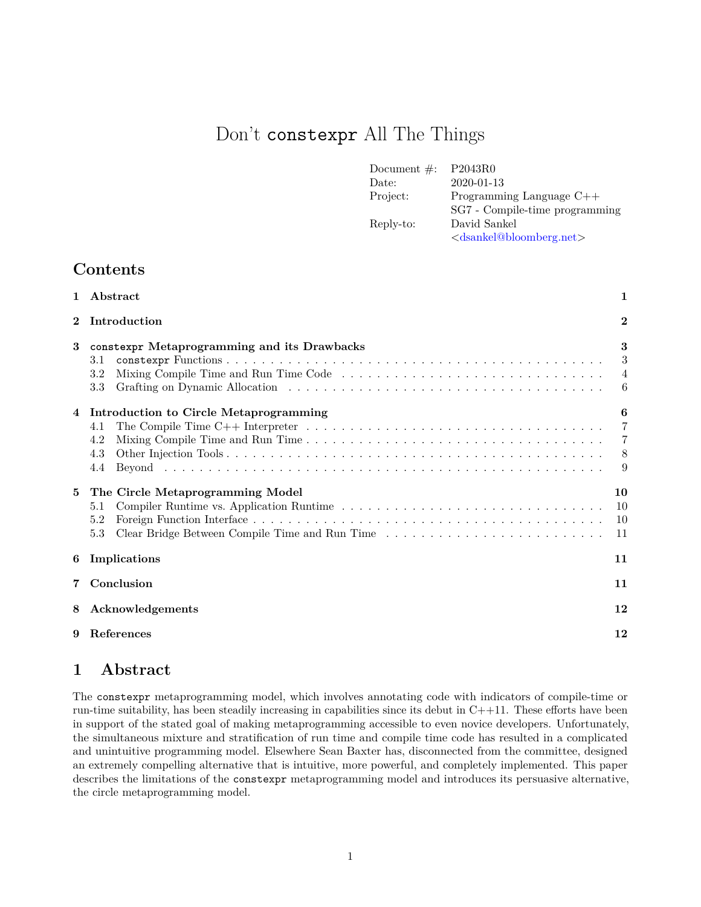# Don't `constexpr` All The Things

| | |
|---|---|
| Document #: | P2043R0 |
| Date: | 2020-01-13 |
| Project: | Programming Language C++ |
| | SG7 - Compile-time programming |
| Reply-to: | David Sankel |
| | <dsankel@bloomberg.net> |

## Contents

1 Abstract — 1

2 Introduction — 2

3 `constexpr` Metaprogramming and its Drawbacks — 3
- 3.1 `constexpr` Functions — 3
- 3.2 Mixing Compile Time and Run Time Code — 4
- 3.3 Grafting on Dynamic Allocation — 6

4 Introduction to Circle Metaprogramming — 6
- 4.1 The Compile Time C++ Interpreter — 7
- 4.2 Mixing Compile Time and Run Time — 7
- 4.3 Other Injection Tools — 8
- 4.4 Beyond — 9

5 The Circle Metaprogramming Model — 10
- 5.1 Compiler Runtime vs. Application Runtime — 10
- 5.2 Foreign Function Interface — 10
- 5.3 Clear Bridge Between Compile Time and Run Time — 11

6 Implications — 11

7 Conclusion — 11

8 Acknowledgements — 12

9 References — 12

## 1 Abstract

The `constexpr` metaprogramming model, which involves annotating code with indicators of compile-time or run-time suitability, has been steadily increasing in capabilities since its debut in C++11. These efforts have been in support of the stated goal of making metaprogramming accessible to even novice developers. Unfortunately, the simultaneous mixture and stratification of run time and compile time code has resulted in a complicated and unintuitive programming model. Elsewhere Sean Baxter has, disconnected from the committee, designed an extremely compelling alternative that is intuitive, more powerful, and completely implemented. This paper describes the limitations of the `constexpr` metaprogramming model and introduces its persuasive alternative, the circle metaprogramming model.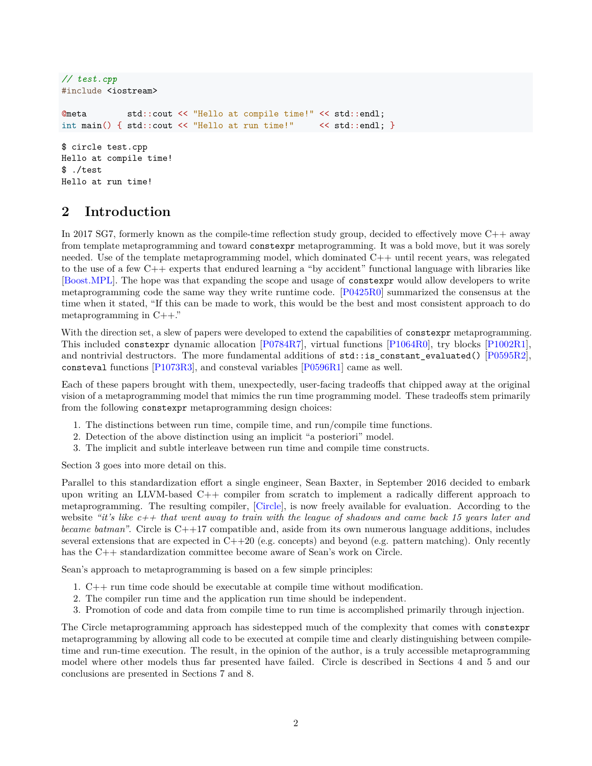```cpp
// test.cpp
#include <iostream>

@meta        std::cout << "Hello at compile time!" << std::endl;
int main() { std::cout << "Hello at run time!"     << std::endl; }
```

```
$ circle test.cpp
Hello at compile time!
$ ./test
Hello at run time!
```

## 2 Introduction

In 2017 SG7, formerly known as the compile-time reflection study group, decided to effectively move C++ away from template metaprogramming and toward `constexpr` metaprogramming. It was a bold move, but it was sorely needed. Use of the template metaprogramming model, which dominated C++ until recent years, was relegated to the use of a few C++ experts that endured learning a "by accident" functional language with libraries like [Boost.MPL]. The hope was that expanding the scope and usage of `constexpr` would allow developers to write metaprogramming code the same way they write runtime code. [P0425R0] summarized the consensus at the time when it stated, "If this can be made to work, this would be the best and most consistent approach to do metaprogramming in C++."

With the direction set, a slew of papers were developed to extend the capabilities of `constexpr` metaprogramming. This included `constexpr` dynamic allocation [P0784R7], virtual functions [P1064R0], try blocks [P1002R1], and nontrivial destructors. The more fundamental additions of `std::is_constant_evaluated()` [P0595R2], `consteval` functions [P1073R3], and consteval variables [P0596R1] came as well.

Each of these papers brought with them, unexpectedly, user-facing tradeoffs that chipped away at the original vision of a metaprogramming model that mimics the run time programming model. These tradeoffs stem primarily from the following `constexpr` metaprogramming design choices:

1. The distinctions between run time, compile time, and run/compile time functions.
2. Detection of the above distinction using an implicit "a posteriori" model.
3. The implicit and subtle interleave between run time and compile time constructs.

Section 3 goes into more detail on this.

Parallel to this standardization effort a single engineer, Sean Baxter, in September 2016 decided to embark upon writing an LLVM-based C++ compiler from scratch to implement a radically different approach to metaprogramming. The resulting compiler, [Circle], is now freely available for evaluation. According to the website *"it's like c++ that went away to train with the league of shadows and came back 15 years later and became batman"*. Circle is C++17 compatible and, aside from its own numerous language additions, includes several extensions that are expected in C++20 (e.g. concepts) and beyond (e.g. pattern matching). Only recently has the C++ standardization committee become aware of Sean's work on Circle.

Sean's approach to metaprogramming is based on a few simple principles:

1. C++ run time code should be executable at compile time without modification.
2. The compiler run time and the application run time should be independent.
3. Promotion of code and data from compile time to run time is accomplished primarily through injection.

The Circle metaprogramming approach has sidestepped much of the complexity that comes with `constexpr` metaprogramming by allowing all code to be executed at compile time and clearly distinguishing between compile-time and run-time execution. The result, in the opinion of the author, is a truly accessible metaprogramming model where other models thus far presented have failed. Circle is described in Sections 4 and 5 and our conclusions are presented in Sections 7 and 8.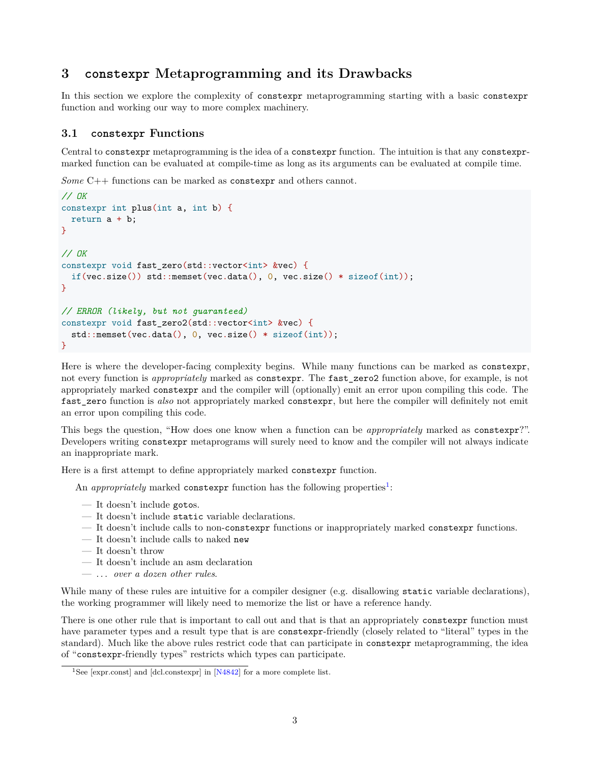## 3 `constexpr` Metaprogramming and its Drawbacks

In this section we explore the complexity of `constexpr` metaprogramming starting with a basic `constexpr` function and working our way to more complex machinery.

### 3.1 `constexpr` Functions

Central to `constexpr` metaprogramming is the idea of a `constexpr` function. The intuition is that any `constexpr`-marked function can be evaluated at compile-time as long as its arguments can be evaluated at compile time.

*Some* C++ functions can be marked as `constexpr` and others cannot.

```
// OK
constexpr int plus(int a, int b) {
  return a + b;
}

// OK
constexpr void fast_zero(std::vector<int> &vec) {
  if(vec.size()) std::memset(vec.data(), 0, vec.size() * sizeof(int));
}

// ERROR (likely, but not guaranteed)
constexpr void fast_zero2(std::vector<int> &vec) {
  std::memset(vec.data(), 0, vec.size() * sizeof(int));
}
```

Here is where the developer-facing complexity begins. While many functions can be marked as `constexpr`, not every function is *appropriately* marked as `constexpr`. The `fast_zero2` function above, for example, is not appropriately marked `constexpr` and the compiler will (optionally) emit an error upon compiling this code. The `fast_zero` function is *also* not appropriately marked `constexpr`, but here the compiler will definitely not emit an error upon compiling this code.

This begs the question, "How does one know when a function can be *appropriately* marked as `constexpr`?". Developers writing `constexpr` metaprograms will surely need to know and the compiler will not always indicate an inappropriate mark.

Here is a first attempt to define appropriately marked `constexpr` function.

> An *appropriately* marked `constexpr` function has the following properties[1]:
>
> — It doesn't include `goto`s.
> — It doesn't include `static` variable declarations.
> — It doesn't include calls to non-`constexpr` functions or inappropriately marked `constexpr` functions.
> — It doesn't include calls to naked `new`
> — It doesn't throw
> — It doesn't include an asm declaration
> — ... *over a dozen other rules*.

While many of these rules are intuitive for a compiler designer (e.g. disallowing `static` variable declarations), the working programmer will likely need to memorize the list or have a reference handy.

There is one other rule that is important to call out and that is that an appropriately `constexpr` function must have parameter types and a result type that is are `constexpr`-friendly (closely related to "literal" types in the standard). Much like the above rules restrict code that can participate in `constexpr` metaprogramming, the idea of "`constexpr`-friendly types" restricts which types can participate.

[1] See [expr.const] and [dcl.constexpr] in [N4842] for a more complete list.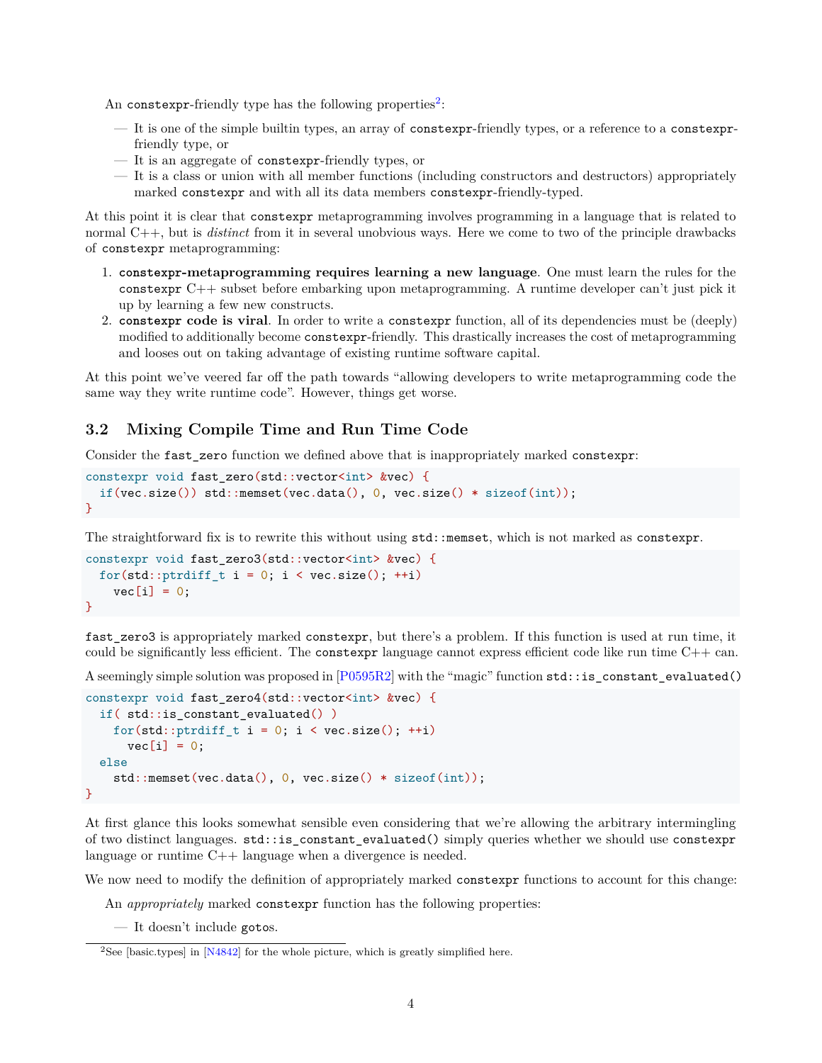An `constexpr`-friendly type has the following properties[2]:

- It is one of the simple builtin types, an array of `constexpr`-friendly types, or a reference to a `constexpr`-friendly type, or
- It is an aggregate of `constexpr`-friendly types, or
- It is a class or union with all member functions (including constructors and destructors) appropriately marked `constexpr` and with all its data members `constexpr`-friendly-typed.

At this point it is clear that `constexpr` metaprogramming involves programming in a language that is related to normal C++, but is *distinct* from it in several unobvious ways. Here we come to two of the principle drawbacks of `constexpr` metaprogramming:

1. **`constexpr`-metaprogramming requires learning a new language**. One must learn the rules for the `constexpr` C++ subset before embarking upon metaprogramming. A runtime developer can't just pick it up by learning a few new constructs.
2. **`constexpr` code is viral**. In order to write a `constexpr` function, all of its dependencies must be (deeply) modified to additionally become `constexpr`-friendly. This drastically increases the cost of metaprogramming and looses out on taking advantage of existing runtime software capital.

At this point we've veered far off the path towards "allowing developers to write metaprogramming code the same way they write runtime code". However, things get worse.

### 3.2 Mixing Compile Time and Run Time Code

Consider the `fast_zero` function we defined above that is inappropriately marked `constexpr`:

```
constexpr void fast_zero(std::vector<int> &vec) {
  if(vec.size()) std::memset(vec.data(), 0, vec.size() * sizeof(int));
}
```

The straightforward fix is to rewrite this without using `std::memset`, which is not marked as `constexpr`.

```
constexpr void fast_zero3(std::vector<int> &vec) {
  for(std::ptrdiff_t i = 0; i < vec.size(); ++i)
    vec[i] = 0;
}
```

`fast_zero3` is appropriately marked `constexpr`, but there's a problem. If this function is used at run time, it could be significantly less efficient. The `constexpr` language cannot express efficient code like run time C++ can.

A seemingly simple solution was proposed in [P0595R2] with the "magic" function `std::is_constant_evaluated()`

```
constexpr void fast_zero4(std::vector<int> &vec) {
  if( std::is_constant_evaluated() )
    for(std::ptrdiff_t i = 0; i < vec.size(); ++i)
      vec[i] = 0;
  else
    std::memset(vec.data(), 0, vec.size() * sizeof(int));
}
```

At first glance this looks somewhat sensible even considering that we're allowing the arbitrary intermingling of two distinct languages. `std::is_constant_evaluated()` simply queries whether we should use `constexpr` language or runtime C++ language when a divergence is needed.

We now need to modify the definition of appropriately marked `constexpr` functions to account for this change:

An *appropriately* marked `constexpr` function has the following properties:

- It doesn't include `goto`s.

---

[2] See [basic.types] in [N4842] for the whole picture, which is greatly simplified here.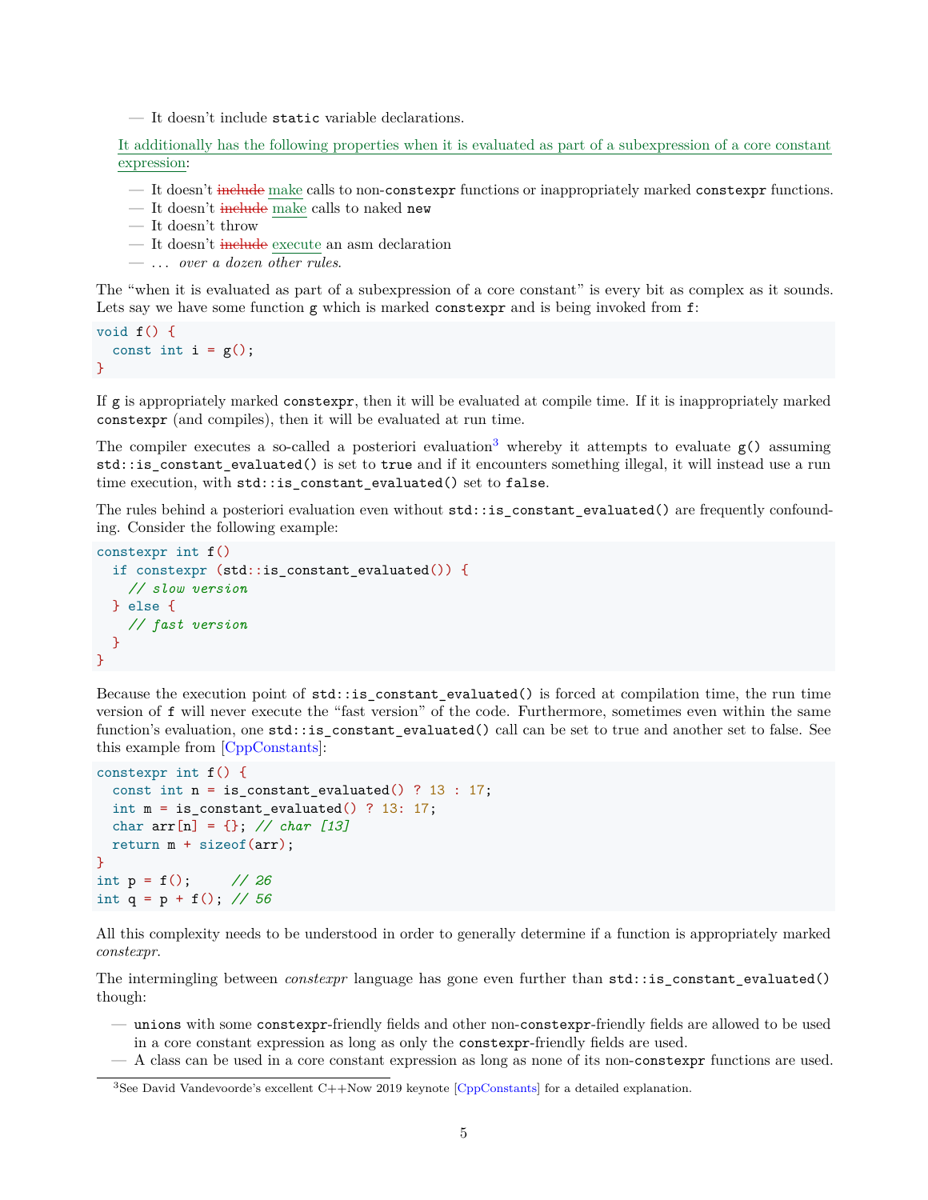— It doesn't include `static` variable declarations.

It additionally has the following properties when it is evaluated as part of a subexpression of a core constant expression:

— It doesn't ~~include~~ make calls to non-`constexpr` functions or inappropriately marked `constexpr` functions.
— It doesn't ~~include~~ make calls to naked `new`
— It doesn't throw
— It doesn't ~~include~~ execute an asm declaration
— ... *over a dozen other rules.*

The "when it is evaluated as part of a subexpression of a core constant" is every bit as complex as it sounds. Lets say we have some function `g` which is marked `constexpr` and is being invoked from `f`:

```
void f() {
  const int i = g();
}
```

If `g` is appropriately marked `constexpr`, then it will be evaluated at compile time. If it is inappropriately marked `constexpr` (and compiles), then it will be evaluated at run time.

The compiler executes a so-called a posteriori evaluation[3] whereby it attempts to evaluate `g()` assuming `std::is_constant_evaluated()` is set to `true` and if it encounters something illegal, it will instead use a run time execution, with `std::is_constant_evaluated()` set to `false`.

The rules behind a posteriori evaluation even without `std::is_constant_evaluated()` are frequently confounding. Consider the following example:

```
constexpr int f()
  if constexpr (std::is_constant_evaluated()) {
    // slow version
  } else {
    // fast version
  }
}
```

Because the execution point of `std::is_constant_evaluated()` is forced at compilation time, the run time version of `f` will never execute the "fast version" of the code. Furthermore, sometimes even within the same function's evaluation, one `std::is_constant_evaluated()` call can be set to true and another set to false. See this example from [CppConstants]:

```
constexpr int f() {
  const int n = is_constant_evaluated() ? 13 : 17;
  int m = is_constant_evaluated() ? 13: 17;
  char arr[n] = {}; // char [13]
  return m + sizeof(arr);
}
int p = f();     // 26
int q = p + f(); // 56
```

All this complexity needs to be understood in order to generally determine if a function is appropriately marked *constexpr*.

The intermingling between *constexpr* language has gone even further than `std::is_constant_evaluated()` though:

— `unions` with some `constexpr`-friendly fields and other non-`constexpr`-friendly fields are allowed to be used in a core constant expression as long as only the `constexpr`-friendly fields are used.
— A class can be used in a core constant expression as long as none of its non-`constexpr` functions are used.

[3] See David Vandevoorde's excellent C++Now 2019 keynote [CppConstants] for a detailed explanation.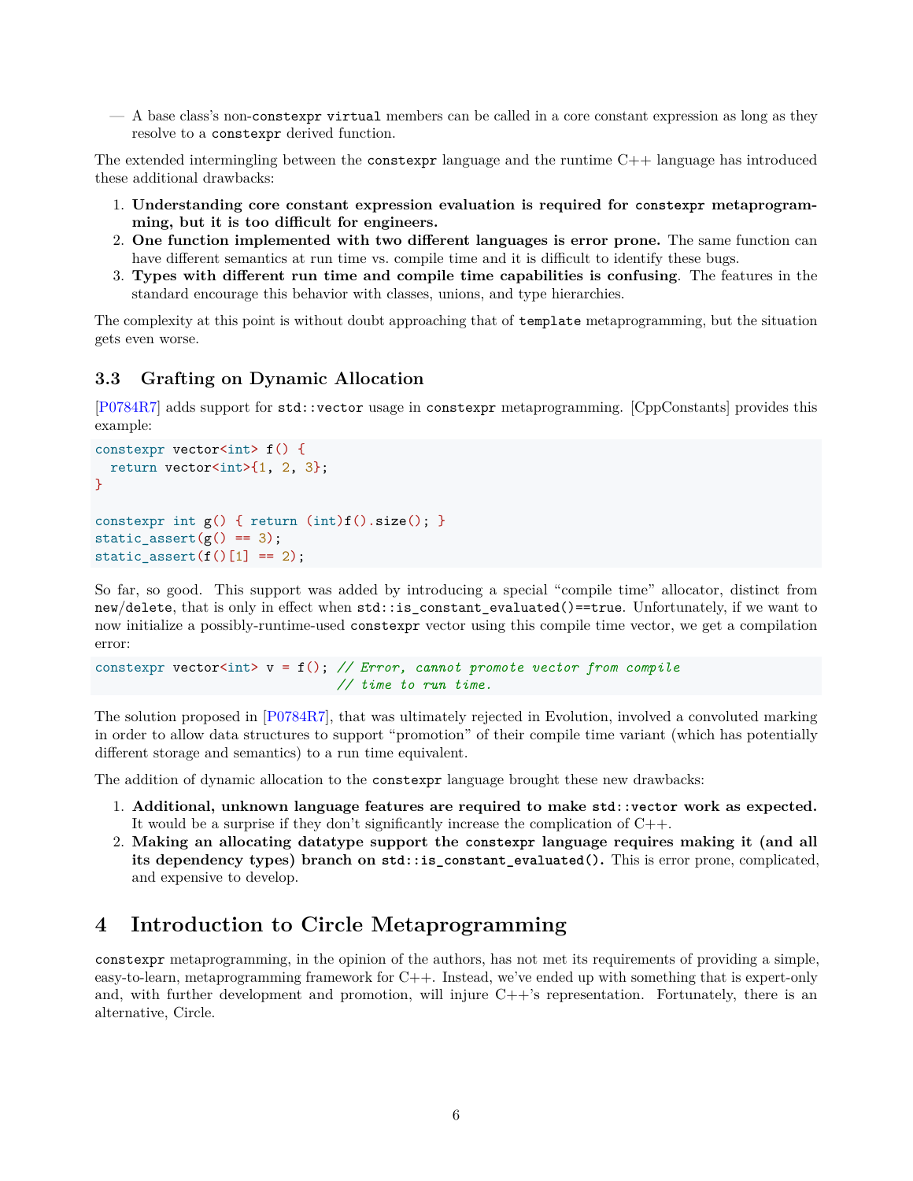— A base class's non-`constexpr` `virtual` members can be called in a core constant expression as long as they resolve to a `constexpr` derived function.

The extended intermingling between the `constexpr` language and the runtime C++ language has introduced these additional drawbacks:

1. **Understanding core constant expression evaluation is required for `constexpr` metaprogramming, but it is too difficult for engineers.**
2. **One function implemented with two different languages is error prone.** The same function can have different semantics at run time vs. compile time and it is difficult to identify these bugs.
3. **Types with different run time and compile time capabilities is confusing**. The features in the standard encourage this behavior with classes, unions, and type hierarchies.

The complexity at this point is without doubt approaching that of `template` metaprogramming, but the situation gets even worse.

### 3.3 Grafting on Dynamic Allocation

[P0784R7] adds support for `std::vector` usage in `constexpr` metaprogramming. [CppConstants] provides this example:

```
constexpr vector<int> f() {
  return vector<int>{1, 2, 3};
}

constexpr int g() { return (int)f().size(); }
static_assert(g() == 3);
static_assert(f()[1] == 2);
```

So far, so good. This support was added by introducing a special "compile time" allocator, distinct from `new`/`delete`, that is only in effect when `std::is_constant_evaluated()==true`. Unfortunately, if we want to now initialize a possibly-runtime-used `constexpr` vector using this compile time vector, we get a compilation error:

```
constexpr vector<int> v = f(); // Error, cannot promote vector from compile
                               // time to run time.
```

The solution proposed in [P0784R7], that was ultimately rejected in Evolution, involved a convoluted marking in order to allow data structures to support "promotion" of their compile time variant (which has potentially different storage and semantics) to a run time equivalent.

The addition of dynamic allocation to the `constexpr` language brought these new drawbacks:

1. **Additional, unknown language features are required to make `std::vector` work as expected.** It would be a surprise if they don't significantly increase the complication of C++.
2. **Making an allocating datatype support the `constexpr` language requires making it (and all its dependency types) branch on `std::is_constant_evaluated()`.** This is error prone, complicated, and expensive to develop.

## 4 Introduction to Circle Metaprogramming

`constexpr` metaprogramming, in the opinion of the authors, has not met its requirements of providing a simple, easy-to-learn, metaprogramming framework for C++. Instead, we've ended up with something that is expert-only and, with further development and promotion, will injure C++'s representation. Fortunately, there is an alternative, Circle.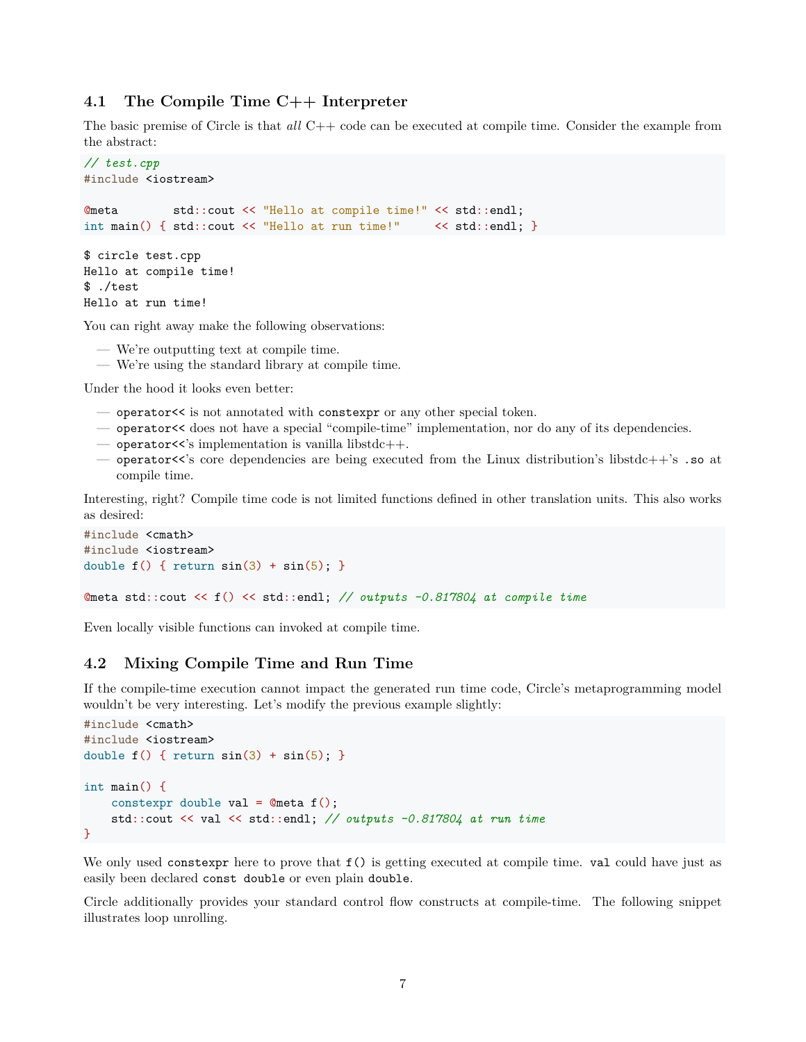## 4.1 The Compile Time C++ Interpreter

The basic premise of Circle is that *all* C++ code can be executed at compile time. Consider the example from the abstract:

```
// test.cpp
#include <iostream>

@meta        std::cout << "Hello at compile time!" << std::endl;
int main() { std::cout << "Hello at run time!"     << std::endl; }
```

```
$ circle test.cpp
Hello at compile time!
$ ./test
Hello at run time!
```

You can right away make the following observations:

— We're outputting text at compile time.
— We're using the standard library at compile time.

Under the hood it looks even better:

— `operator<<` is not annotated with `constexpr` or any other special token.
— `operator<<` does not have a special "compile-time" implementation, nor do any of its dependencies.
— `operator<<`'s implementation is vanilla libstdc++.
— `operator<<`'s core dependencies are being executed from the Linux distribution's libstdc++'s `.so` at compile time.

Interesting, right? Compile time code is not limited functions defined in other translation units. This also works as desired:

```
#include <cmath>
#include <iostream>
double f() { return sin(3) + sin(5); }

@meta std::cout << f() << std::endl; // outputs -0.817804 at compile time
```

Even locally visible functions can invoked at compile time.

## 4.2 Mixing Compile Time and Run Time

If the compile-time execution cannot impact the generated run time code, Circle's metaprogramming model wouldn't be very interesting. Let's modify the previous example slightly:

```
#include <cmath>
#include <iostream>
double f() { return sin(3) + sin(5); }

int main() {
    constexpr double val = @meta f();
    std::cout << val << std::endl; // outputs -0.817804 at run time
}
```

We only used `constexpr` here to prove that `f()` is getting executed at compile time. `val` could have just as easily been declared `const double` or even plain `double`.

Circle additionally provides your standard control flow constructs at compile-time. The following snippet illustrates loop unrolling.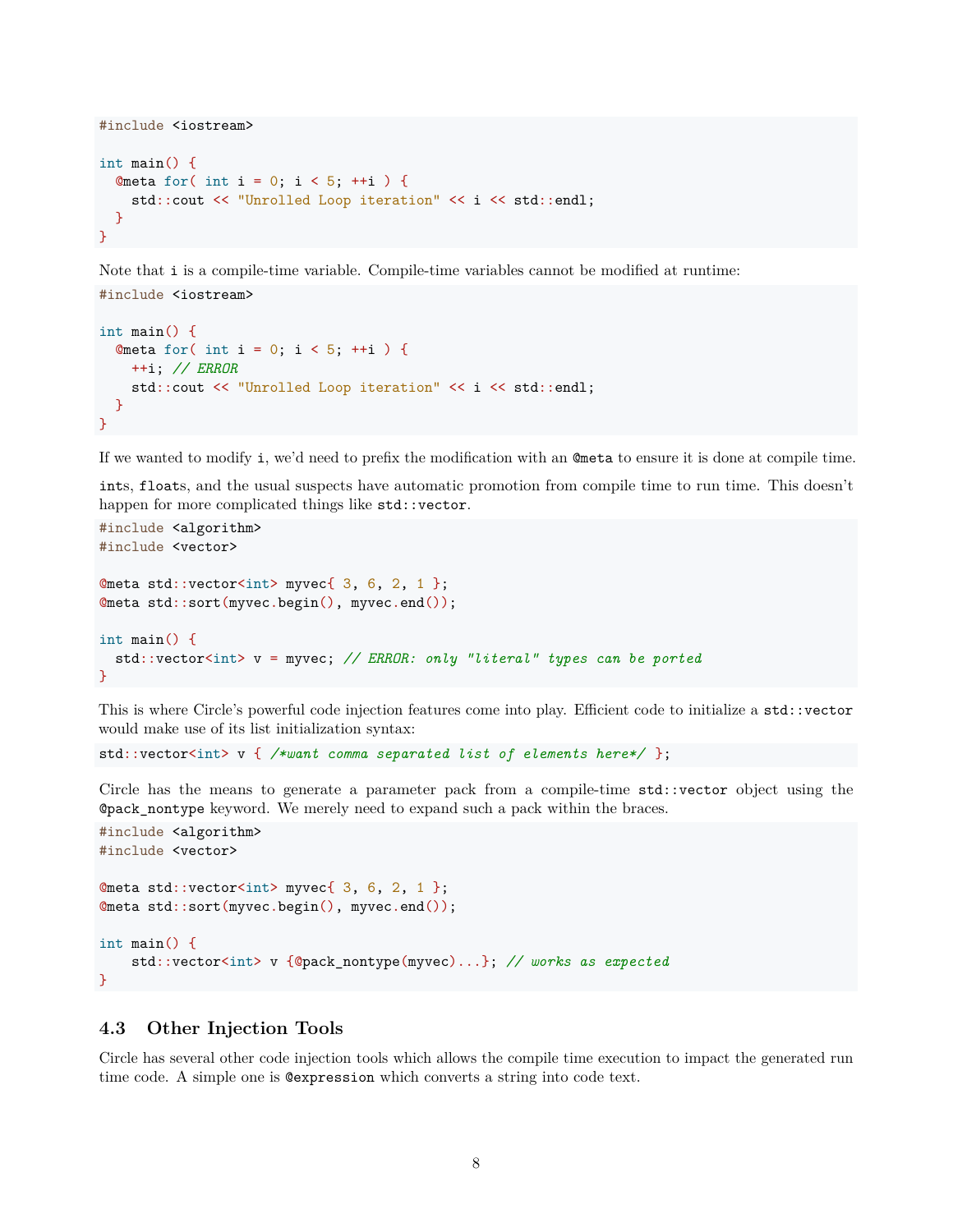```
#include <iostream>

int main() {
  @meta for( int i = 0; i < 5; ++i ) {
    std::cout << "Unrolled Loop iteration" << i << std::endl;
  }
}
```

Note that `i` is a compile-time variable. Compile-time variables cannot be modified at runtime:

```
#include <iostream>

int main() {
  @meta for( int i = 0; i < 5; ++i ) {
    ++i; // ERROR
    std::cout << "Unrolled Loop iteration" << i << std::endl;
  }
}
```

If we wanted to modify `i`, we'd need to prefix the modification with an `@meta` to ensure it is done at compile time.

`int`s, `float`s, and the usual suspects have automatic promotion from compile time to run time. This doesn't happen for more complicated things like `std::vector`.

```
#include <algorithm>
#include <vector>

@meta std::vector<int> myvec{ 3, 6, 2, 1 };
@meta std::sort(myvec.begin(), myvec.end());

int main() {
  std::vector<int> v = myvec; // ERROR: only "literal" types can be ported
}
```

This is where Circle's powerful code injection features come into play. Efficient code to initialize a `std::vector` would make use of its list initialization syntax:

```
std::vector<int> v { /*want comma separated list of elements here*/ };
```

Circle has the means to generate a parameter pack from a compile-time `std::vector` object using the `@pack_nontype` keyword. We merely need to expand such a pack within the braces.

```
#include <algorithm>
#include <vector>

@meta std::vector<int> myvec{ 3, 6, 2, 1 };
@meta std::sort(myvec.begin(), myvec.end());

int main() {
    std::vector<int> v {@pack_nontype(myvec)...}; // works as expected
}
```

### 4.3 Other Injection Tools

Circle has several other code injection tools which allows the compile time execution to impact the generated run time code. A simple one is `@expression` which converts a string into code text.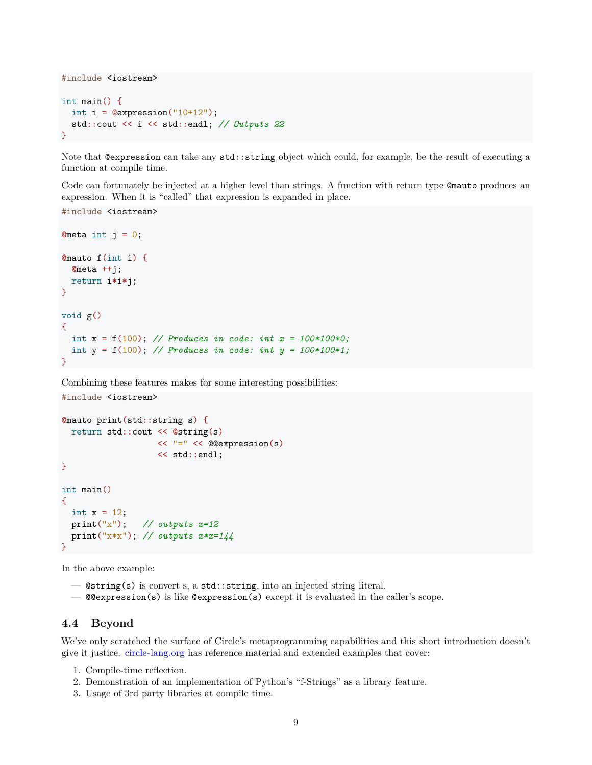```
#include <iostream>

int main() {
  int i = @expression("10+12");
  std::cout << i << std::endl; // Outputs 22
}
```

Note that `@expression` can take any `std::string` object which could, for example, be the result of executing a function at compile time.

Code can fortunately be injected at a higher level than strings. A function with return type `@mauto` produces an expression. When it is "called" that expression is expanded in place.

```
#include <iostream>

@meta int j = 0;

@mauto f(int i) {
  @meta ++j;
  return i*i*j;
}

void g()
{
  int x = f(100); // Produces in code: int x = 100*100*0;
  int y = f(100); // Produces in code: int y = 100*100*1;
}
```

Combining these features makes for some interesting possibilities:

```
#include <iostream>

@mauto print(std::string s) {
  return std::cout << @string(s)
                   << "=" << @@expression(s)
                   << std::endl;
}

int main()
{
  int x = 12;
  print("x");   // outputs x=12
  print("x*x"); // outputs x*x=144
}
```

In the above example:

- `@string(s)` is convert s, a `std::string`, into an injected string literal.
- `@@expression(s)` is like `@expression(s)` except it is evaluated in the caller's scope.

## 4.4 Beyond

We've only scratched the surface of Circle's metaprogramming capabilities and this short introduction doesn't give it justice. circle-lang.org has reference material and extended examples that cover:

1. Compile-time reflection.
2. Demonstration of an implementation of Python's "f-Strings" as a library feature.
3. Usage of 3rd party libraries at compile time.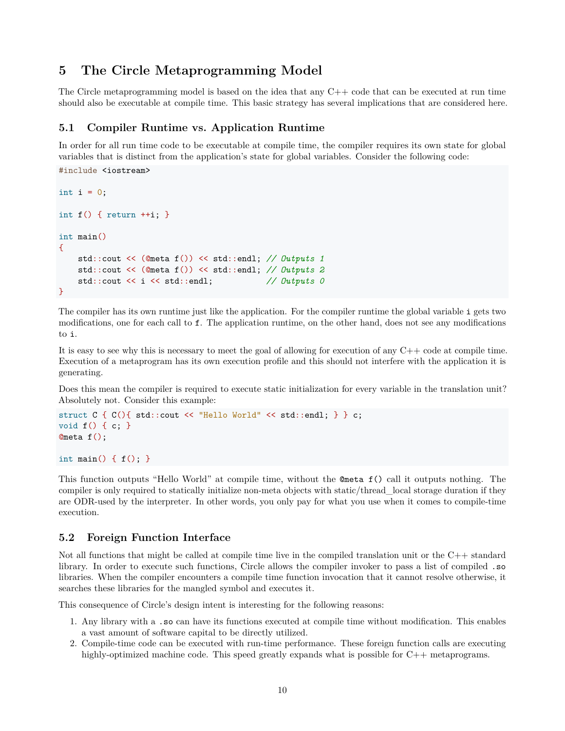# 5 The Circle Metaprogramming Model

The Circle metaprogramming model is based on the idea that any C++ code that can be executed at run time should also be executable at compile time. This basic strategy has several implications that are considered here.

## 5.1 Compiler Runtime vs. Application Runtime

In order for all run time code to be executable at compile time, the compiler requires its own state for global variables that is distinct from the application's state for global variables. Consider the following code:

```
#include <iostream>

int i = 0;

int f() { return ++i; }

int main()
{
    std::cout << (@meta f()) << std::endl; // Outputs 1
    std::cout << (@meta f()) << std::endl; // Outputs 2
    std::cout << i << std::endl;           // Outputs 0
}
```

The compiler has its own runtime just like the application. For the compiler runtime the global variable `i` gets two modifications, one for each call to `f`. The application runtime, on the other hand, does not see any modifications to `i`.

It is easy to see why this is necessary to meet the goal of allowing for execution of any C++ code at compile time. Execution of a metaprogram has its own execution profile and this should not interfere with the application it is generating.

Does this mean the compiler is required to execute static initialization for every variable in the translation unit? Absolutely not. Consider this example:

```
struct C { C(){ std::cout << "Hello World" << std::endl; } } c;
void f() { c; }
@meta f();

int main() { f(); }
```

This function outputs "Hello World" at compile time, without the `@meta f()` call it outputs nothing. The compiler is only required to statically initialize non-meta objects with static/thread_local storage duration if they are ODR-used by the interpreter. In other words, you only pay for what you use when it comes to compile-time execution.

## 5.2 Foreign Function Interface

Not all functions that might be called at compile time live in the compiled translation unit or the C++ standard library. In order to execute such functions, Circle allows the compiler invoker to pass a list of compiled `.so` libraries. When the compiler encounters a compile time function invocation that it cannot resolve otherwise, it searches these libraries for the mangled symbol and executes it.

This consequence of Circle's design intent is interesting for the following reasons:

1. Any library with a `.so` can have its functions executed at compile time without modification. This enables a vast amount of software capital to be directly utilized.
2. Compile-time code can be executed with run-time performance. These foreign function calls are executing highly-optimized machine code. This speed greatly expands what is possible for C++ metaprograms.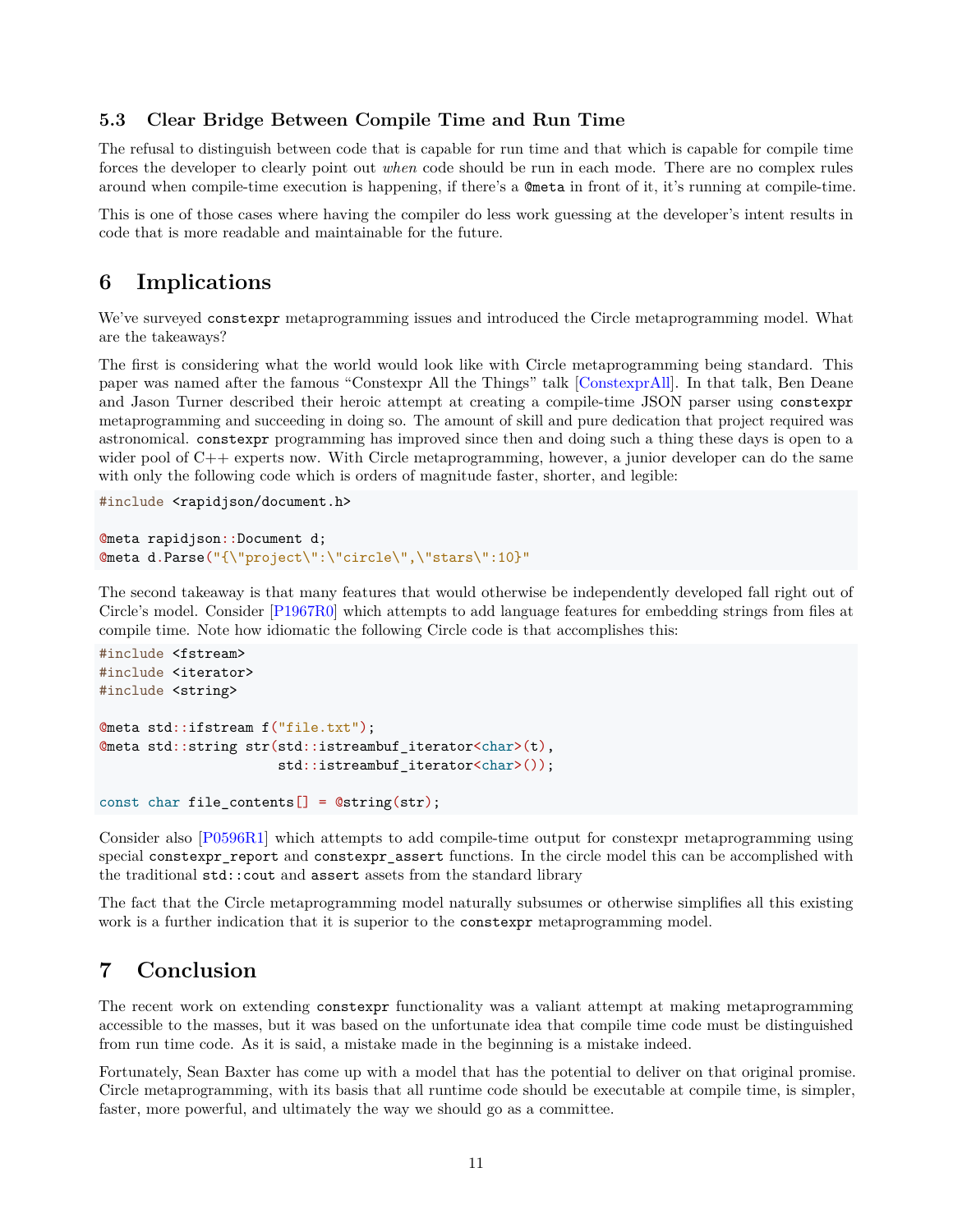### 5.3 Clear Bridge Between Compile Time and Run Time

The refusal to distinguish between code that is capable for run time and that which is capable for compile time forces the developer to clearly point out *when* code should be run in each mode. There are no complex rules around when compile-time execution is happening, if there's a `@meta` in front of it, it's running at compile-time.

This is one of those cases where having the compiler do less work guessing at the developer's intent results in code that is more readable and maintainable for the future.

## 6 Implications

We've surveyed `constexpr` metaprogramming issues and introduced the Circle metaprogramming model. What are the takeaways?

The first is considering what the world would look like with Circle metaprogramming being standard. This paper was named after the famous "Constexpr All the Things" talk [ConstexprAll]. In that talk, Ben Deane and Jason Turner described their heroic attempt at creating a compile-time JSON parser using `constexpr` metaprogramming and succeeding in doing so. The amount of skill and pure dedication that project required was astronomical. `constexpr` programming has improved since then and doing such a thing these days is open to a wider pool of C++ experts now. With Circle metaprogramming, however, a junior developer can do the same with only the following code which is orders of magnitude faster, shorter, and legible:

```
#include <rapidjson/document.h>

@meta rapidjson::Document d;
@meta d.Parse("{\"project\":\"circle\",\"stars\":10}"
```

The second takeaway is that many features that would otherwise be independently developed fall right out of Circle's model. Consider [P1967R0] which attempts to add language features for embedding strings from files at compile time. Note how idiomatic the following Circle code is that accomplishes this:

```
#include <fstream>
#include <iterator>
#include <string>

@meta std::ifstream f("file.txt");
@meta std::string str(std::istreambuf_iterator<char>(t),
                      std::istreambuf_iterator<char>());

const char file_contents[] = @string(str);
```

Consider also [P0596R1] which attempts to add compile-time output for constexpr metaprogramming using special `constexpr_report` and `constexpr_assert` functions. In the circle model this can be accomplished with the traditional `std::cout` and `assert` assets from the standard library

The fact that the Circle metaprogramming model naturally subsumes or otherwise simplifies all this existing work is a further indication that it is superior to the `constexpr` metaprogramming model.

## 7 Conclusion

The recent work on extending `constexpr` functionality was a valiant attempt at making metaprogramming accessible to the masses, but it was based on the unfortunate idea that compile time code must be distinguished from run time code. As it is said, a mistake made in the beginning is a mistake indeed.

Fortunately, Sean Baxter has come up with a model that has the potential to deliver on that original promise. Circle metaprogramming, with its basis that all runtime code should be executable at compile time, is simpler, faster, more powerful, and ultimately the way we should go as a committee.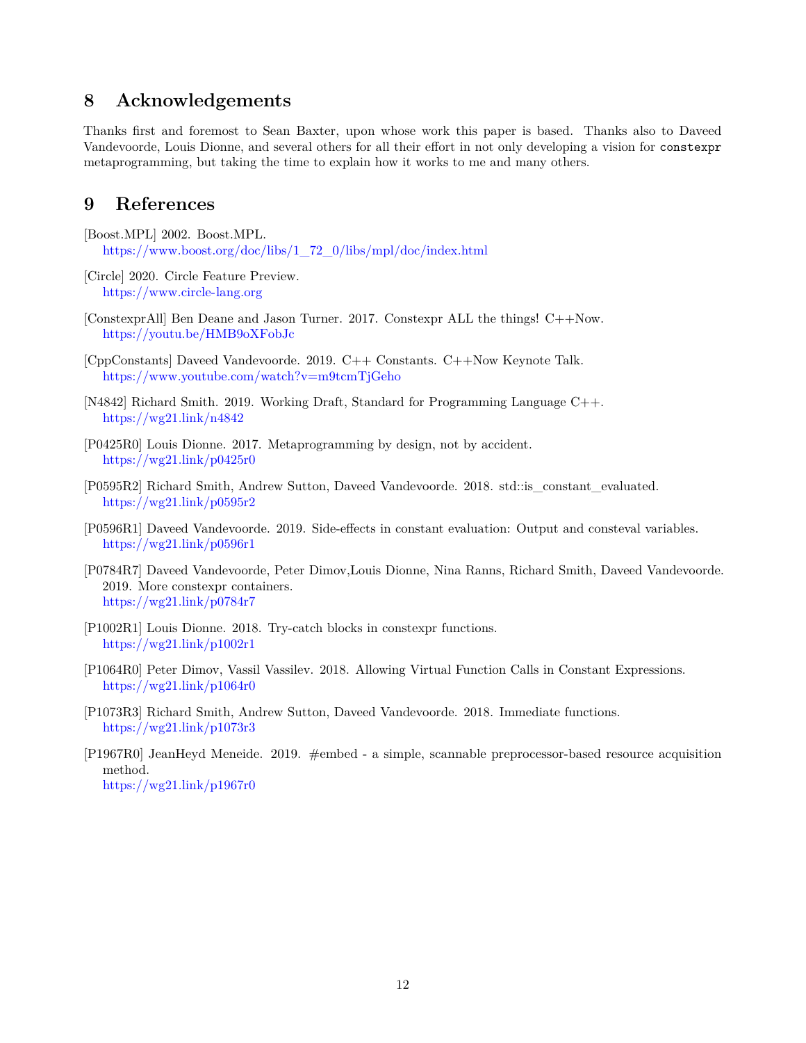## 8 Acknowledgements

Thanks first and foremost to Sean Baxter, upon whose work this paper is based. Thanks also to Daveed Vandevoorde, Louis Dionne, and several others for all their effort in not only developing a vision for `constexpr` metaprogramming, but taking the time to explain how it works to me and many others.

## 9 References

[Boost.MPL] 2002. Boost.MPL.
https://www.boost.org/doc/libs/1_72_0/libs/mpl/doc/index.html

[Circle] 2020. Circle Feature Preview.
https://www.circle-lang.org

[ConstexprAll] Ben Deane and Jason Turner. 2017. Constexpr ALL the things! C++Now.
https://youtu.be/HMB9oXFobJc

[CppConstants] Daveed Vandevoorde. 2019. C++ Constants. C++Now Keynote Talk.
https://www.youtube.com/watch?v=m9tcmTjGeho

[N4842] Richard Smith. 2019. Working Draft, Standard for Programming Language C++.
https://wg21.link/n4842

[P0425R0] Louis Dionne. 2017. Metaprogramming by design, not by accident.
https://wg21.link/p0425r0

[P0595R2] Richard Smith, Andrew Sutton, Daveed Vandevoorde. 2018. std::is_constant_evaluated.
https://wg21.link/p0595r2

[P0596R1] Daveed Vandevoorde. 2019. Side-effects in constant evaluation: Output and consteval variables.
https://wg21.link/p0596r1

[P0784R7] Daveed Vandevoorde, Peter Dimov,Louis Dionne, Nina Ranns, Richard Smith, Daveed Vandevoorde. 2019. More constexpr containers.
https://wg21.link/p0784r7

[P1002R1] Louis Dionne. 2018. Try-catch blocks in constexpr functions.
https://wg21.link/p1002r1

[P1064R0] Peter Dimov, Vassil Vassilev. 2018. Allowing Virtual Function Calls in Constant Expressions.
https://wg21.link/p1064r0

[P1073R3] Richard Smith, Andrew Sutton, Daveed Vandevoorde. 2018. Immediate functions.
https://wg21.link/p1073r3

[P1967R0] JeanHeyd Meneide. 2019. #embed - a simple, scannable preprocessor-based resource acquisition method.
https://wg21.link/p1967r0